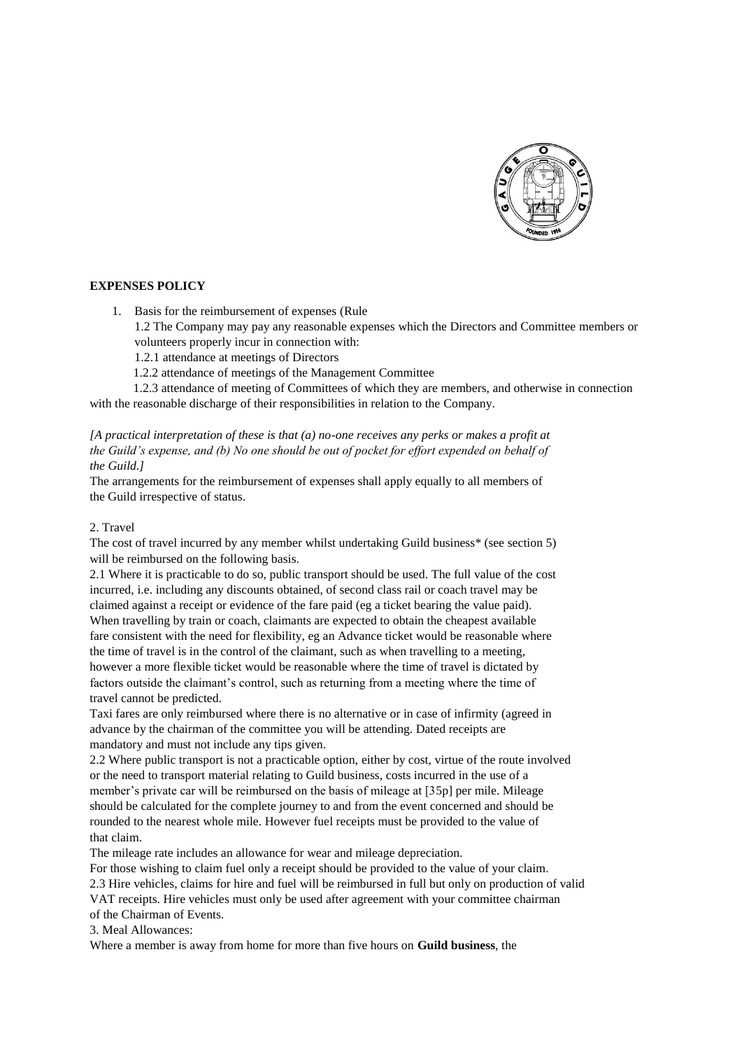**EXPENSES POLICY**

1. Basis for the reimbursement of expenses (Rule

   1.2 The Company may pay any reasonable expenses which the Directors and Committee members or volunteers properly incur in connection with:

   1.2.1 attendance at meetings of Directors

   1.2.2 attendance of meetings of the Management Committee

   1.2.3 attendance of meeting of Committees of which they are members, and otherwise in connection with the reasonable discharge of their responsibilities in relation to the Company.

*[A practical interpretation of these is that (a) no-one receives any perks or makes a profit at the Guild's expense, and (b) No one should be out of pocket for effort expended on behalf of the Guild.]*

The arrangements for the reimbursement of expenses shall apply equally to all members of the Guild irrespective of status.

2. Travel

The cost of travel incurred by any member whilst undertaking Guild business* (see section 5) will be reimbursed on the following basis.

2.1 Where it is practicable to do so, public transport should be used. The full value of the cost incurred, i.e. including any discounts obtained, of second class rail or coach travel may be claimed against a receipt or evidence of the fare paid (eg a ticket bearing the value paid). When travelling by train or coach, claimants are expected to obtain the cheapest available fare consistent with the need for flexibility, eg an Advance ticket would be reasonable where the time of travel is in the control of the claimant, such as when travelling to a meeting, however a more flexible ticket would be reasonable where the time of travel is dictated by factors outside the claimant's control, such as returning from a meeting where the time of travel cannot be predicted.

Taxi fares are only reimbursed where there is no alternative or in case of infirmity (agreed in advance by the chairman of the committee you will be attending. Dated receipts are mandatory and must not include any tips given.

2.2 Where public transport is not a practicable option, either by cost, virtue of the route involved or the need to transport material relating to Guild business, costs incurred in the use of a member's private car will be reimbursed on the basis of mileage at [35p] per mile. Mileage should be calculated for the complete journey to and from the event concerned and should be rounded to the nearest whole mile. However fuel receipts must be provided to the value of that claim.

The mileage rate includes an allowance for wear and mileage depreciation.

For those wishing to claim fuel only a receipt should be provided to the value of your claim.

2.3 Hire vehicles, claims for hire and fuel will be reimbursed in full but only on production of valid VAT receipts. Hire vehicles must only be used after agreement with your committee chairman of the Chairman of Events.

3. Meal Allowances:

Where a member is away from home for more than five hours on **Guild business**, the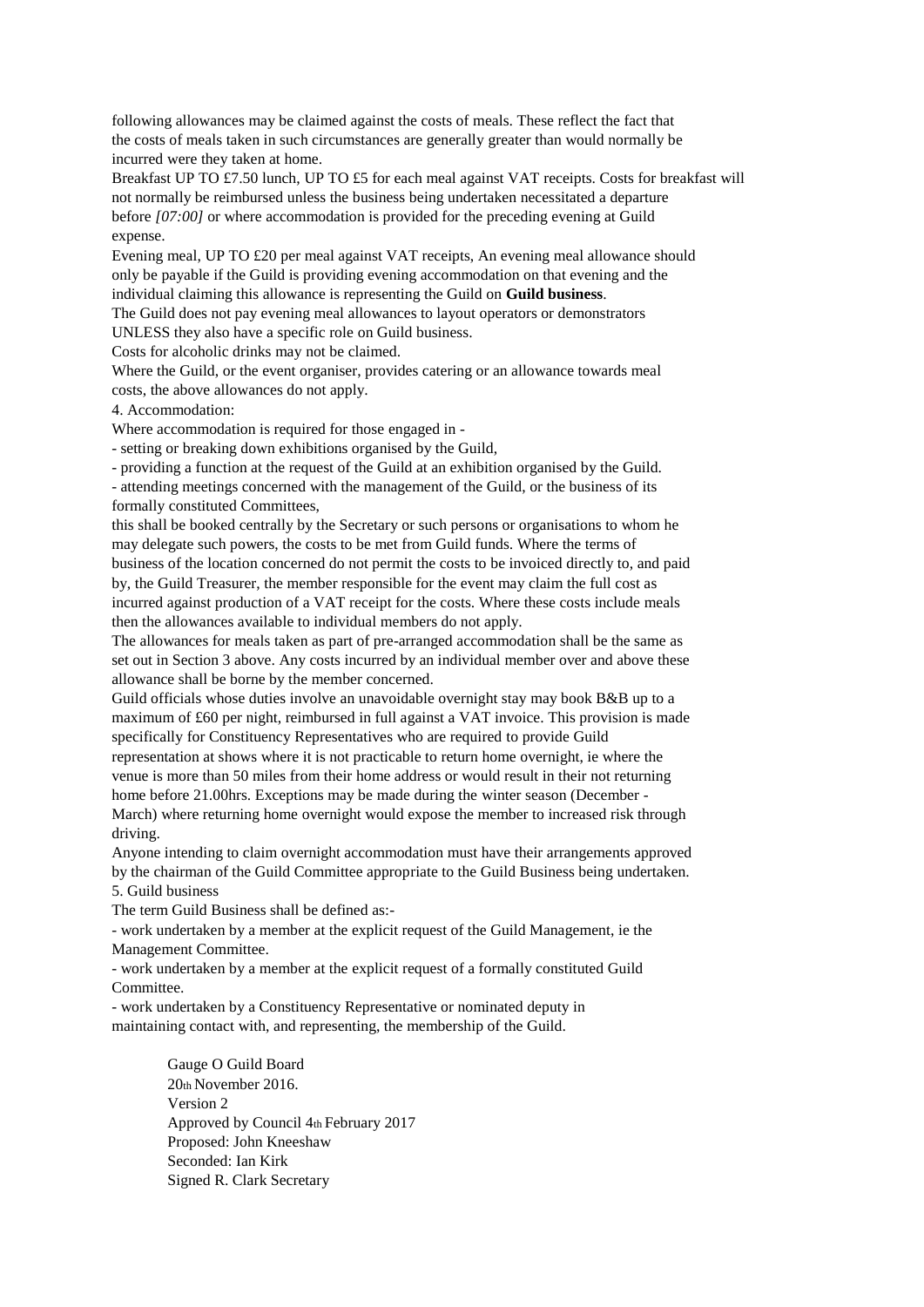following allowances may be claimed against the costs of meals. These reflect the fact that the costs of meals taken in such circumstances are generally greater than would normally be incurred were they taken at home.

Breakfast UP TO £7.50 lunch, UP TO £5 for each meal against VAT receipts. Costs for breakfast will not normally be reimbursed unless the business being undertaken necessitated a departure before *[07:00]* or where accommodation is provided for the preceding evening at Guild expense.

Evening meal, UP TO £20 per meal against VAT receipts, An evening meal allowance should only be payable if the Guild is providing evening accommodation on that evening and the individual claiming this allowance is representing the Guild on **Guild business**.

The Guild does not pay evening meal allowances to layout operators or demonstrators UNLESS they also have a specific role on Guild business.

Costs for alcoholic drinks may not be claimed.

Where the Guild, or the event organiser, provides catering or an allowance towards meal costs, the above allowances do not apply.

4. Accommodation:

Where accommodation is required for those engaged in -

- setting or breaking down exhibitions organised by the Guild,
- providing a function at the request of the Guild at an exhibition organised by the Guild.
- attending meetings concerned with the management of the Guild, or the business of its formally constituted Committees,

this shall be booked centrally by the Secretary or such persons or organisations to whom he may delegate such powers, the costs to be met from Guild funds. Where the terms of business of the location concerned do not permit the costs to be invoiced directly to, and paid by, the Guild Treasurer, the member responsible for the event may claim the full cost as incurred against production of a VAT receipt for the costs. Where these costs include meals then the allowances available to individual members do not apply.

The allowances for meals taken as part of pre-arranged accommodation shall be the same as set out in Section 3 above. Any costs incurred by an individual member over and above these allowance shall be borne by the member concerned.

Guild officials whose duties involve an unavoidable overnight stay may book B&B up to a maximum of £60 per night, reimbursed in full against a VAT invoice. This provision is made specifically for Constituency Representatives who are required to provide Guild representation at shows where it is not practicable to return home overnight, ie where the venue is more than 50 miles from their home address or would result in their not returning home before 21.00hrs. Exceptions may be made during the winter season (December - March) where returning home overnight would expose the member to increased risk through driving.

Anyone intending to claim overnight accommodation must have their arrangements approved by the chairman of the Guild Committee appropriate to the Guild Business being undertaken.

5. Guild business

The term Guild Business shall be defined as:-

- work undertaken by a member at the explicit request of the Guild Management, ie the Management Committee.
- work undertaken by a member at the explicit request of a formally constituted Guild Committee.
- work undertaken by a Constituency Representative or nominated deputy in maintaining contact with, and representing, the membership of the Guild.

Gauge O Guild Board
20th November 2016.
Version 2
Approved by Council 4th February 2017
Proposed: John Kneeshaw
Seconded: Ian Kirk
Signed R. Clark Secretary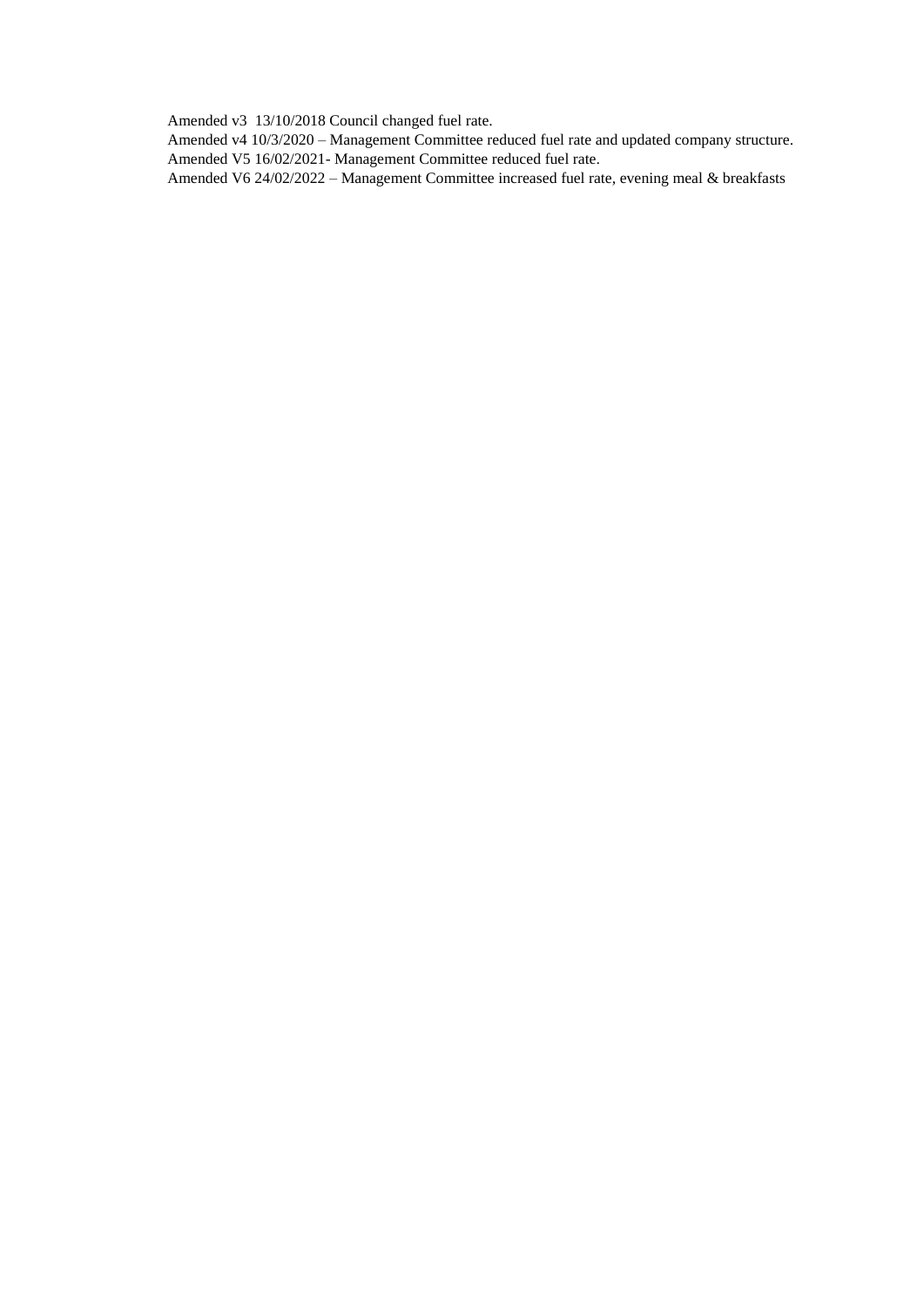Amended v3 13/10/2018 Council changed fuel rate.
Amended v4 10/3/2020 – Management Committee reduced fuel rate and updated company structure.
Amended V5 16/02/2021- Management Committee reduced fuel rate.
Amended V6 24/02/2022 – Management Committee increased fuel rate, evening meal & breakfasts